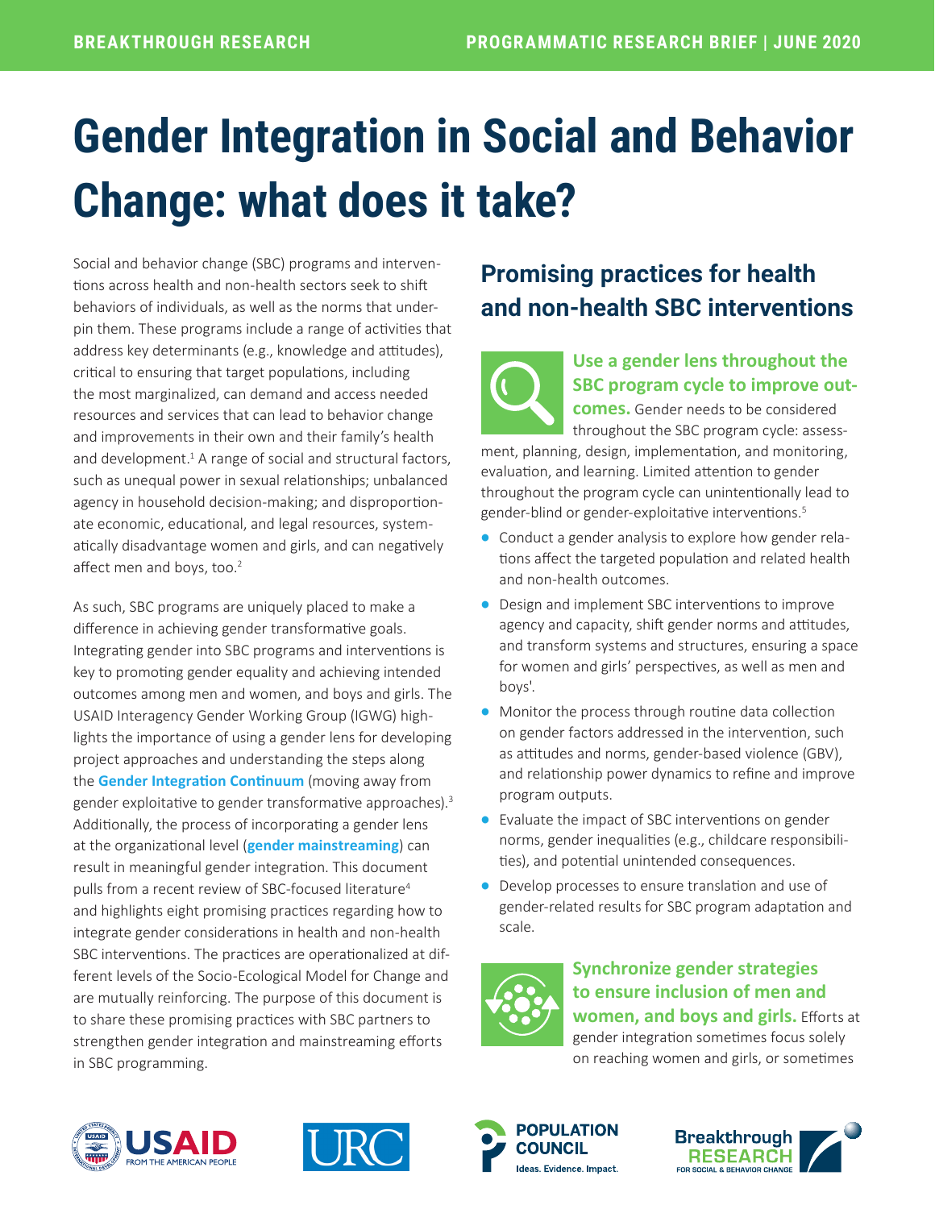# Gender Integration in Social and Behavior Change: what does it take?

Social and behavior change (SBC) programs and interventions across health and non-health sectors seek to shift behaviors of individuals, as well as the norms that underpin them. These programs include a range of activities that address key determinants (e.g., knowledge and attitudes), critical to ensuring that target populations, including the most marginalized, can demand and access needed resources and services that can lead to behavior change and improvements in their own and their family's health and development.[1] A range of social and structural factors, such as unequal power in sexual relationships; unbalanced agency in household decision-making; and disproportionate economic, educational, and legal resources, systematically disadvantage women and girls, and can negatively affect men and boys, too.[2]

As such, SBC programs are uniquely placed to make a difference in achieving gender transformative goals. Integrating gender into SBC programs and interventions is key to promoting gender equality and achieving intended outcomes among men and women, and boys and girls. The USAID Interagency Gender Working Group (IGWG) highlights the importance of using a gender lens for developing project approaches and understanding the steps along the **Gender Integration Continuum** (moving away from gender exploitative to gender transformative approaches).[3] Additionally, the process of incorporating a gender lens at the organizational level (**gender mainstreaming**) can result in meaningful gender integration. This document pulls from a recent review of SBC-focused literature[4] and highlights eight promising practices regarding how to integrate gender considerations in health and non-health SBC interventions. The practices are operationalized at different levels of the Socio-Ecological Model for Change and are mutually reinforcing. The purpose of this document is to share these promising practices with SBC partners to strengthen gender integration and mainstreaming efforts in SBC programming.

## Promising practices for health and non-health SBC interventions

**Use a gender lens throughout the SBC program cycle to improve outcomes.** Gender needs to be considered throughout the SBC program cycle: assessment, planning, design, implementation, and monitoring, evaluation, and learning. Limited attention to gender throughout the program cycle can unintentionally lead to gender-blind or gender-exploitative interventions.[5]

- Conduct a gender analysis to explore how gender relations affect the targeted population and related health and non-health outcomes.
- Design and implement SBC interventions to improve agency and capacity, shift gender norms and attitudes, and transform systems and structures, ensuring a space for women and girls' perspectives, as well as men and boys'.
- Monitor the process through routine data collection on gender factors addressed in the intervention, such as attitudes and norms, gender-based violence (GBV), and relationship power dynamics to refine and improve program outputs.
- Evaluate the impact of SBC interventions on gender norms, gender inequalities (e.g., childcare responsibilities), and potential unintended consequences.
- Develop processes to ensure translation and use of gender-related results for SBC program adaptation and scale.

**Synchronize gender strategies to ensure inclusion of men and women, and boys and girls.** Efforts at gender integration sometimes focus solely on reaching women and girls, or sometimes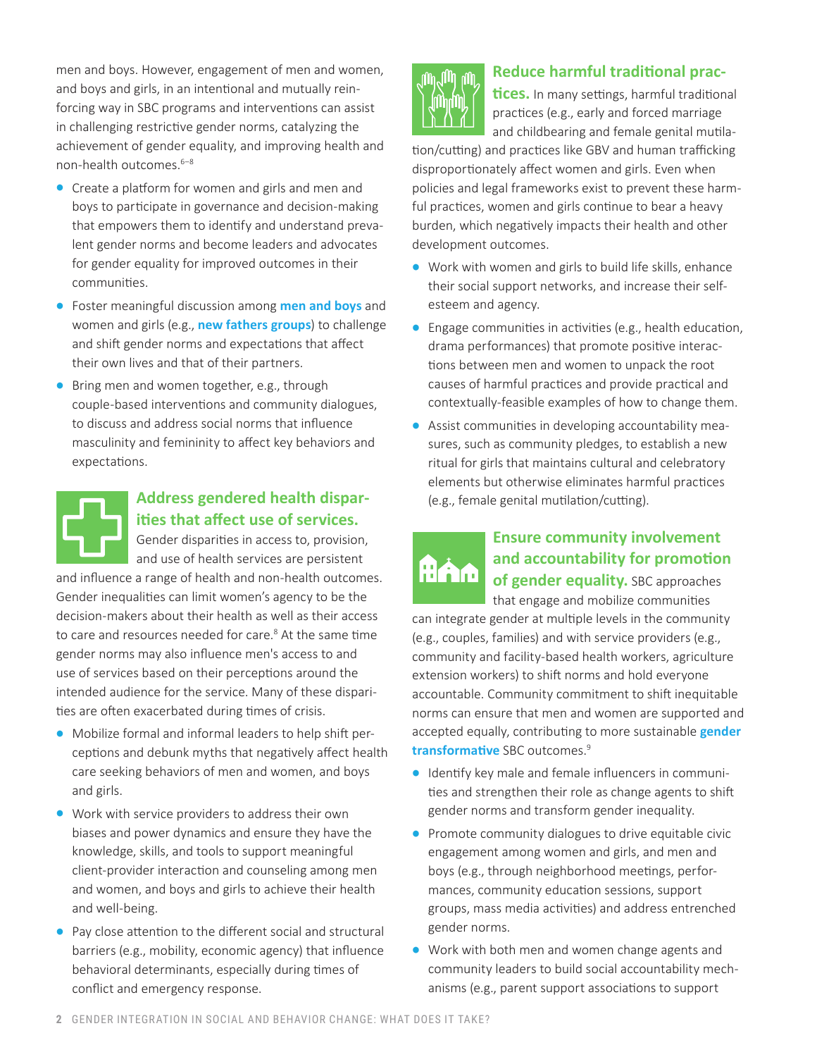men and boys. However, engagement of men and women, and boys and girls, in an intentional and mutually reinforcing way in SBC programs and interventions can assist in challenging restrictive gender norms, catalyzing the achievement of gender equality, and improving health and non-health outcomes.[6–8]

- Create a platform for women and girls and men and boys to participate in governance and decision-making that empowers them to identify and understand prevalent gender norms and become leaders and advocates for gender equality for improved outcomes in their communities.
- Foster meaningful discussion among **men and boys** and women and girls (e.g., **new fathers groups**) to challenge and shift gender norms and expectations that affect their own lives and that of their partners.
- Bring men and women together, e.g., through couple-based interventions and community dialogues, to discuss and address social norms that influence masculinity and femininity to affect key behaviors and expectations.

**Address gendered health disparities that affect use of services.** Gender disparities in access to, provision, and use of health services are persistent and influence a range of health and non-health outcomes. Gender inequalities can limit women's agency to be the decision-makers about their health as well as their access to care and resources needed for care.[8] At the same time gender norms may also influence men's access to and use of services based on their perceptions around the intended audience for the service. Many of these disparities are often exacerbated during times of crisis.

- Mobilize formal and informal leaders to help shift perceptions and debunk myths that negatively affect health care seeking behaviors of men and women, and boys and girls.
- Work with service providers to address their own biases and power dynamics and ensure they have the knowledge, skills, and tools to support meaningful client-provider interaction and counseling among men and women, and boys and girls to achieve their health and well-being.
- Pay close attention to the different social and structural barriers (e.g., mobility, economic agency) that influence behavioral determinants, especially during times of conflict and emergency response.

**Reduce harmful traditional practices.** In many settings, harmful traditional practices (e.g., early and forced marriage and childbearing and female genital mutilation/cutting) and practices like GBV and human trafficking disproportionately affect women and girls. Even when policies and legal frameworks exist to prevent these harmful practices, women and girls continue to bear a heavy burden, which negatively impacts their health and other development outcomes.

- Work with women and girls to build life skills, enhance their social support networks, and increase their self-esteem and agency.
- Engage communities in activities (e.g., health education, drama performances) that promote positive interactions between men and women to unpack the root causes of harmful practices and provide practical and contextually-feasible examples of how to change them.
- Assist communities in developing accountability measures, such as community pledges, to establish a new ritual for girls that maintains cultural and celebratory elements but otherwise eliminates harmful practices (e.g., female genital mutilation/cutting).

**Ensure community involvement and accountability for promotion of gender equality.** SBC approaches that engage and mobilize communities can integrate gender at multiple levels in the community (e.g., couples, families) and with service providers (e.g., community and facility-based health workers, agriculture extension workers) to shift norms and hold everyone accountable. Community commitment to shift inequitable norms can ensure that men and women are supported and accepted equally, contributing to more sustainable **gender transformative** SBC outcomes.[9]

- Identify key male and female influencers in communities and strengthen their role as change agents to shift gender norms and transform gender inequality.
- Promote community dialogues to drive equitable civic engagement among women and girls, and men and boys (e.g., through neighborhood meetings, performances, community education sessions, support groups, mass media activities) and address entrenched gender norms.
- Work with both men and women change agents and community leaders to build social accountability mechanisms (e.g., parent support associations to support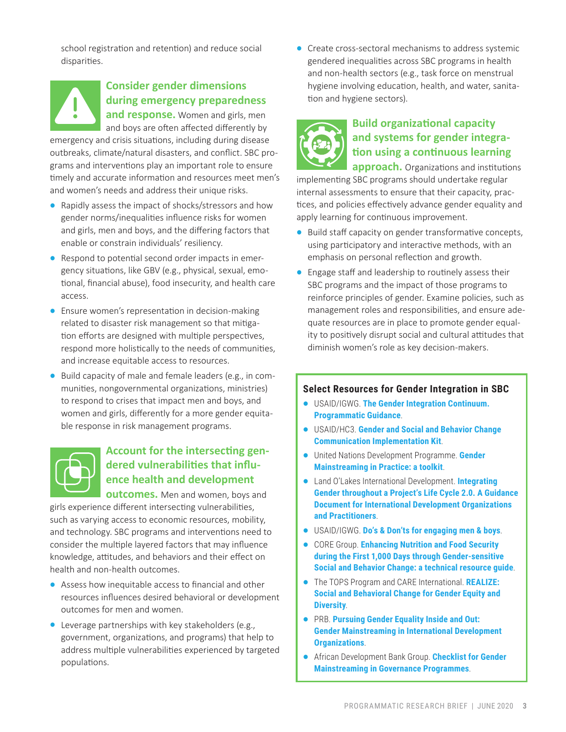school registration and retention) and reduce social disparities.

**Consider gender dimensions during emergency preparedness and response.** Women and girls, men and boys are often affected differently by emergency and crisis situations, including during disease outbreaks, climate/natural disasters, and conflict. SBC programs and interventions play an important role to ensure timely and accurate information and resources meet men's and women's needs and address their unique risks.

- Rapidly assess the impact of shocks/stressors and how gender norms/inequalities influence risks for women and girls, men and boys, and the differing factors that enable or constrain individuals' resiliency.
- Respond to potential second order impacts in emergency situations, like GBV (e.g., physical, sexual, emotional, financial abuse), food insecurity, and health care access.
- Ensure women's representation in decision-making related to disaster risk management so that mitigation efforts are designed with multiple perspectives, respond more holistically to the needs of communities, and increase equitable access to resources.
- Build capacity of male and female leaders (e.g., in communities, nongovernmental organizations, ministries) to respond to crises that impact men and boys, and women and girls, differently for a more gender equitable response in risk management programs.

**Account for the intersecting gendered vulnerabilities that influence health and development outcomes.** Men and women, boys and girls experience different intersecting vulnerabilities, such as varying access to economic resources, mobility, and technology. SBC programs and interventions need to consider the multiple layered factors that may influence knowledge, attitudes, and behaviors and their effect on health and non-health outcomes.

- Assess how inequitable access to financial and other resources influences desired behavioral or development outcomes for men and women.
- Leverage partnerships with key stakeholders (e.g., government, organizations, and programs) that help to address multiple vulnerabilities experienced by targeted populations.
- Create cross-sectoral mechanisms to address systemic gendered inequalities across SBC programs in health and non-health sectors (e.g., task force on menstrual hygiene involving education, health, and water, sanitation and hygiene sectors).

**Build organizational capacity and systems for gender integration using a continuous learning approach.** Organizations and institutions implementing SBC programs should undertake regular internal assessments to ensure that their capacity, practices, and policies effectively advance gender equality and apply learning for continuous improvement.

- Build staff capacity on gender transformative concepts, using participatory and interactive methods, with an emphasis on personal reflection and growth.
- Engage staff and leadership to routinely assess their SBC programs and the impact of those programs to reinforce principles of gender. Examine policies, such as management roles and responsibilities, and ensure adequate resources are in place to promote gender equality to positively disrupt social and cultural attitudes that diminish women's role as key decision-makers.

### Select Resources for Gender Integration in SBC

- USAID/IGWG. **The Gender Integration Continuum. Programmatic Guidance**.
- USAID/HC3. **Gender and Social and Behavior Change Communication Implementation Kit**.
- United Nations Development Programme. **Gender Mainstreaming in Practice: a toolkit**.
- Land O'Lakes International Development. **Integrating Gender throughout a Project's Life Cycle 2.0. A Guidance Document for International Development Organizations and Practitioners**.
- USAID/IGWG. **Do's & Don'ts for engaging men & boys**.
- CORE Group. **Enhancing Nutrition and Food Security during the First 1,000 Days through Gender-sensitive Social and Behavior Change: a technical resource guide**.
- The TOPS Program and CARE International. **REALIZE: Social and Behavioral Change for Gender Equity and Diversity**.
- PRB. **Pursuing Gender Equality Inside and Out: Gender Mainstreaming in International Development Organizations**.
- African Development Bank Group. **Checklist for Gender Mainstreaming in Governance Programmes**.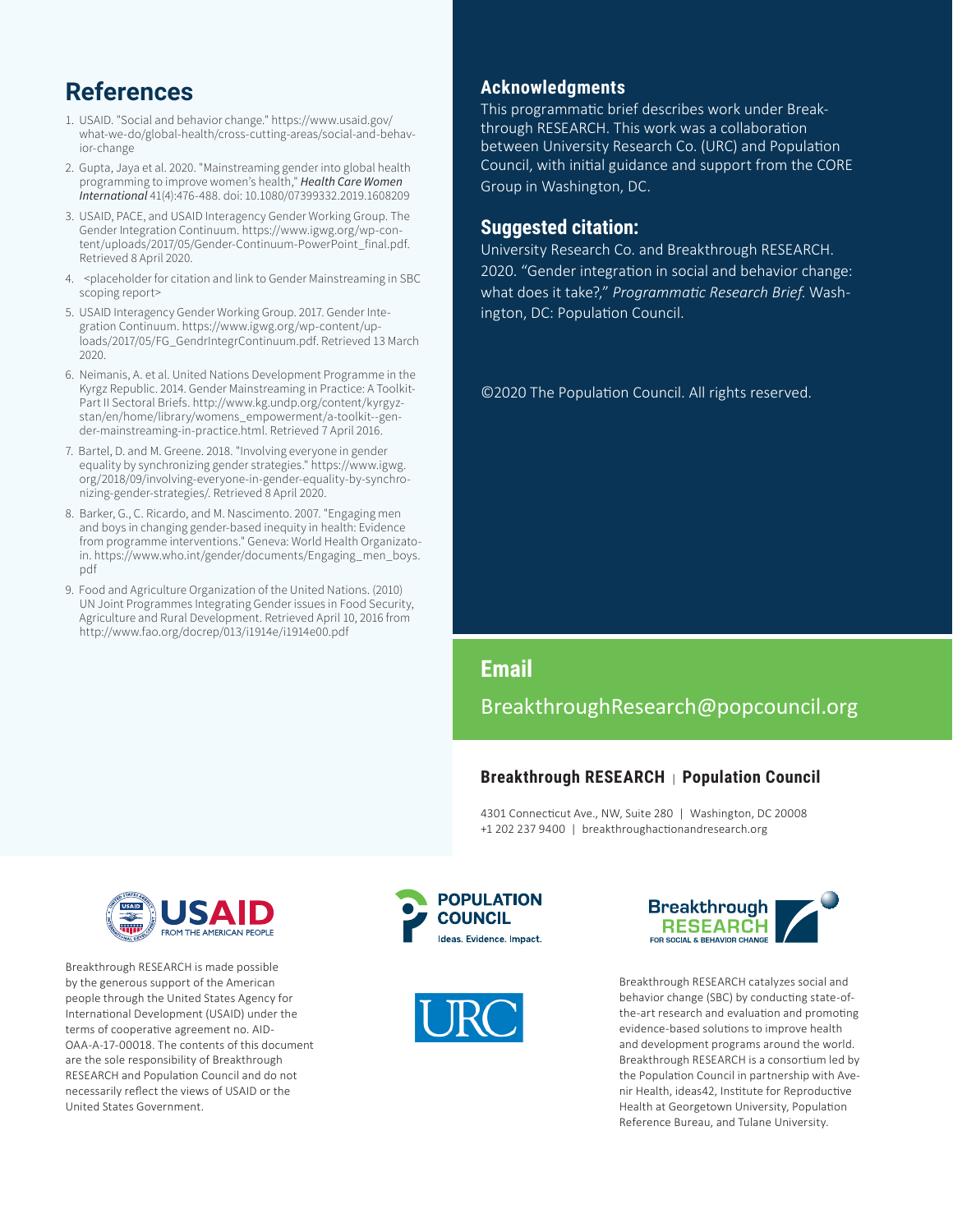## References

1. USAID. "Social and behavior change." https://www.usaid.gov/what-we-do/global-health/cross-cutting-areas/social-and-behavior-change
2. Gupta, Jaya et al. 2020. "Mainstreaming gender into global health programming to improve women's health," ***Health Care Women International*** 41(4):476-488. doi: 10.1080/07399332.2019.1608209
3. USAID, PACE, and USAID Interagency Gender Working Group. The Gender Integration Continuum. https://www.igwg.org/wp-content/uploads/2017/05/Gender-Continuum-PowerPoint_final.pdf. Retrieved 8 April 2020.
4. <placeholder for citation and link to Gender Mainstreaming in SBC scoping report>
5. USAID Interagency Gender Working Group. 2017. Gender Integration Continuum. https://www.igwg.org/wp-content/uploads/2017/05/FG_GendrIntegrContinuum.pdf. Retrieved 13 March 2020.
6. Neimanis, A. et al. United Nations Development Programme in the Kyrgz Republic. 2014. Gender Mainstreaming in Practice: A Toolkit-Part II Sectoral Briefs. http://www.kg.undp.org/content/kyrgyzstan/en/home/library/womens_empowerment/a-toolkit--gender-mainstreaming-in-practice.html. Retrieved 7 April 2016.
7. Bartel, D. and M. Greene. 2018. "Involving everyone in gender equality by synchronizing gender strategies." https://www.igwg.org/2018/09/involving-everyone-in-gender-equality-by-synchronizing-gender-strategies/. Retrieved 8 April 2020.
8. Barker, G., C. Ricardo, and M. Nascimento. 2007. "Engaging men and boys in changing gender-based inequity in health: Evidence from programme interventions." Geneva: World Health Organizatoin. https://www.who.int/gender/documents/Engaging_men_boys.pdf
9. Food and Agriculture Organization of the United Nations. (2010) UN Joint Programmes Integrating Gender issues in Food Security, Agriculture and Rural Development. Retrieved April 10, 2016 from http://www.fao.org/docrep/013/i1914e/i1914e00.pdf

### Acknowledgments

This programmatic brief describes work under Breakthrough RESEARCH. This work was a collaboration between University Research Co. (URC) and Population Council, with initial guidance and support from the CORE Group in Washington, DC.

### Suggested citation:

University Research Co. and Breakthrough RESEARCH. 2020. "Gender integration in social and behavior change: what does it take?," *Programmatic Research Brief*. Washington, DC: Population Council.

©2020 The Population Council. All rights reserved.

### Email

BreakthroughResearch@popcouncil.org

**Breakthrough RESEARCH | Population Council**

4301 Connecticut Ave., NW, Suite 280 | Washington, DC 20008
+1 202 237 9400 | breakthroughactionandresearch.org

USAID FROM THE AMERICAN PEOPLE

Breakthrough RESEARCH is made possible by the generous support of the American people through the United States Agency for International Development (USAID) under the terms of cooperative agreement no. AID-OAA-A-17-00018. The contents of this document are the sole responsibility of Breakthrough RESEARCH and Population Council and do not necessarily reflect the views of USAID or the United States Government.

POPULATION COUNCIL Ideas. Evidence. Impact.

URC

Breakthrough RESEARCH FOR SOCIAL & BEHAVIOR CHANGE

Breakthrough RESEARCH catalyzes social and behavior change (SBC) by conducting state-of-the-art research and evaluation and promoting evidence-based solutions to improve health and development programs around the world. Breakthrough RESEARCH is a consortium led by the Population Council in partnership with Avenir Health, ideas42, Institute for Reproductive Health at Georgetown University, Population Reference Bureau, and Tulane University.